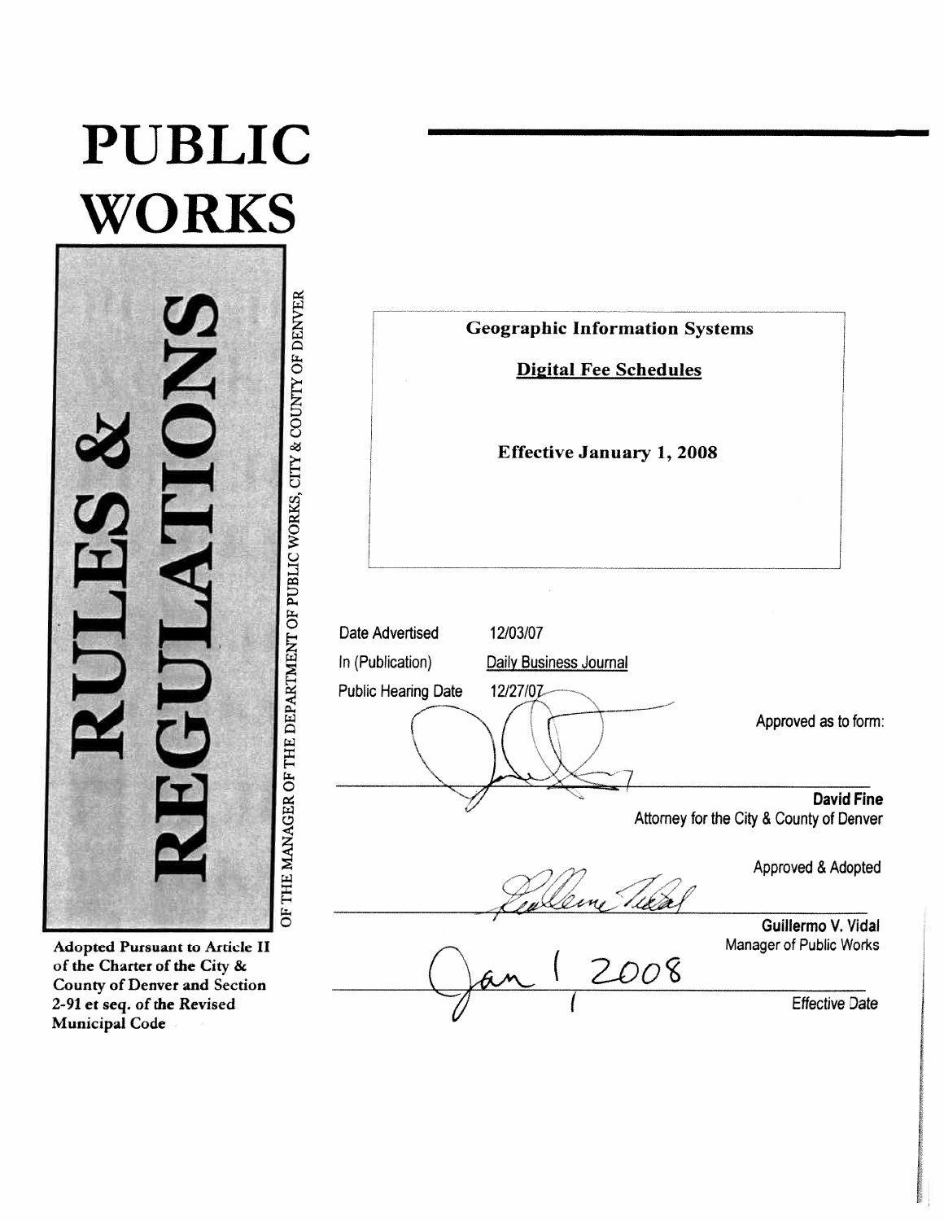# PUBLIC WORKS

# RULES & REGULATIONS

OF THE MANAGER OF THE DEPARTMENT OF PUBLIC WORKS, CITY & COUNTY OF DENVER

Adopted Pursuant to Article II of the Charter of the City & County of Denver and Section 2-91 et seq. of the Revised Municipal Code

**Geographic Information Systems**

**Digital Fee Schedules**

**Effective January 1, 2008**

Date Advertised 12/03/07

In (Publication) Daily Business Journal

Public Hearing Date 12/27/07

Approved as to form:

**David Fine**
Attorney for the City & County of Denver

Approved & Adopted

**Guillermo V. Vidal**
Manager of Public Works

Jan 1 2008

Effective Date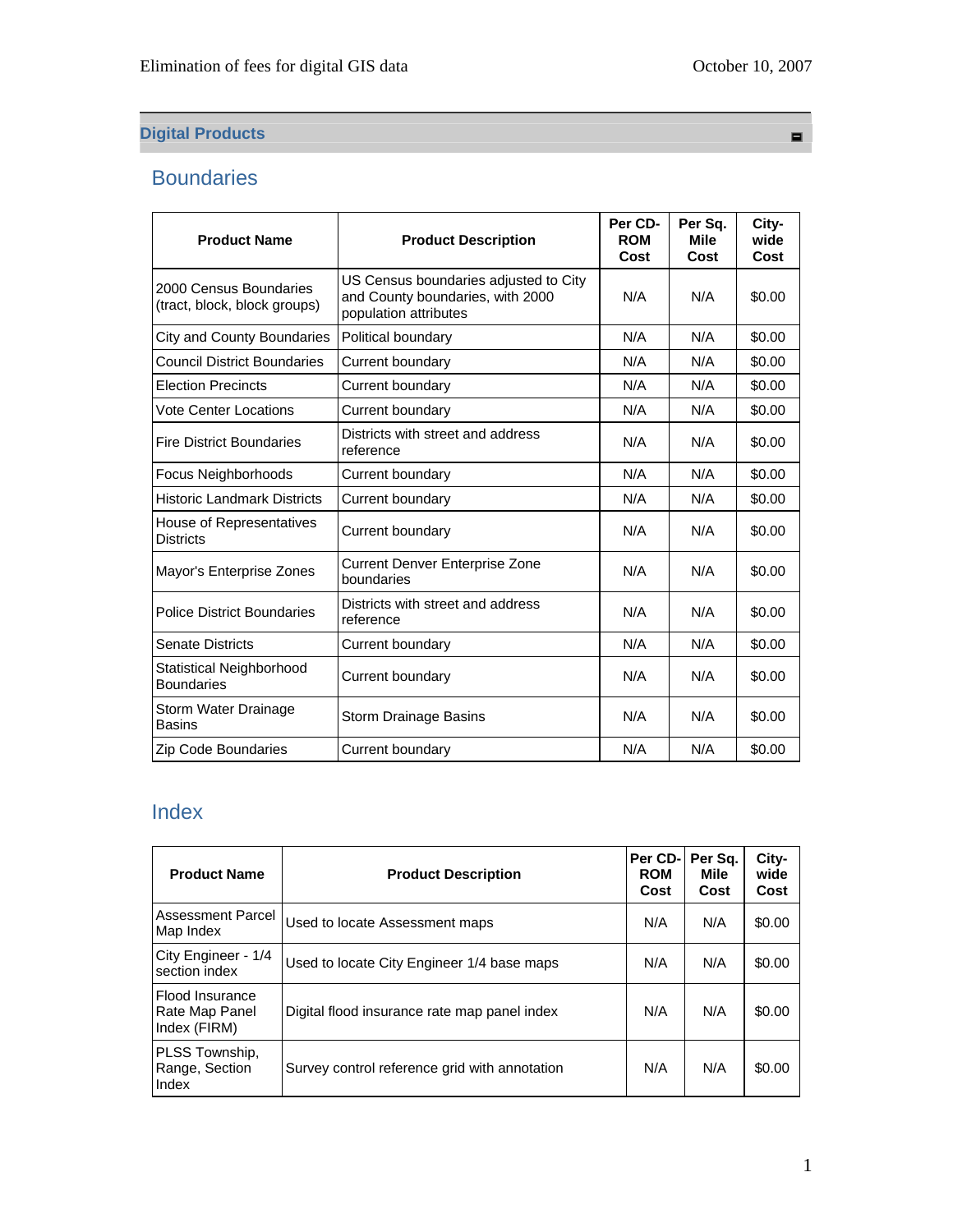## Digital Products

### Boundaries

| Product Name | Product Description | Per CD-ROM Cost | Per Sq. Mile Cost | City-wide Cost |
|---|---|---|---|---|
| 2000 Census Boundaries (tract, block, block groups) | US Census boundaries adjusted to City and County boundaries, with 2000 population attributes | N/A | N/A | $0.00 |
| City and County Boundaries | Political boundary | N/A | N/A | $0.00 |
| Council District Boundaries | Current boundary | N/A | N/A | $0.00 |
| Election Precincts | Current boundary | N/A | N/A | $0.00 |
| Vote Center Locations | Current boundary | N/A | N/A | $0.00 |
| Fire District Boundaries | Districts with street and address reference | N/A | N/A | $0.00 |
| Focus Neighborhoods | Current boundary | N/A | N/A | $0.00 |
| Historic Landmark Districts | Current boundary | N/A | N/A | $0.00 |
| House of Representatives Districts | Current boundary | N/A | N/A | $0.00 |
| Mayor's Enterprise Zones | Current Denver Enterprise Zone boundaries | N/A | N/A | $0.00 |
| Police District Boundaries | Districts with street and address reference | N/A | N/A | $0.00 |
| Senate Districts | Current boundary | N/A | N/A | $0.00 |
| Statistical Neighborhood Boundaries | Current boundary | N/A | N/A | $0.00 |
| Storm Water Drainage Basins | Storm Drainage Basins | N/A | N/A | $0.00 |
| Zip Code Boundaries | Current boundary | N/A | N/A | $0.00 |

### Index

| Product Name | Product Description | Per CD-ROM Cost | Per Sq. Mile Cost | City-wide Cost |
|---|---|---|---|---|
| Assessment Parcel Map Index | Used to locate Assessment maps | N/A | N/A | $0.00 |
| City Engineer - 1/4 section index | Used to locate City Engineer 1/4 base maps | N/A | N/A | $0.00 |
| Flood Insurance Rate Map Panel Index (FIRM) | Digital flood insurance rate map panel index | N/A | N/A | $0.00 |
| PLSS Township, Range, Section Index | Survey control reference grid with annotation | N/A | N/A | $0.00 |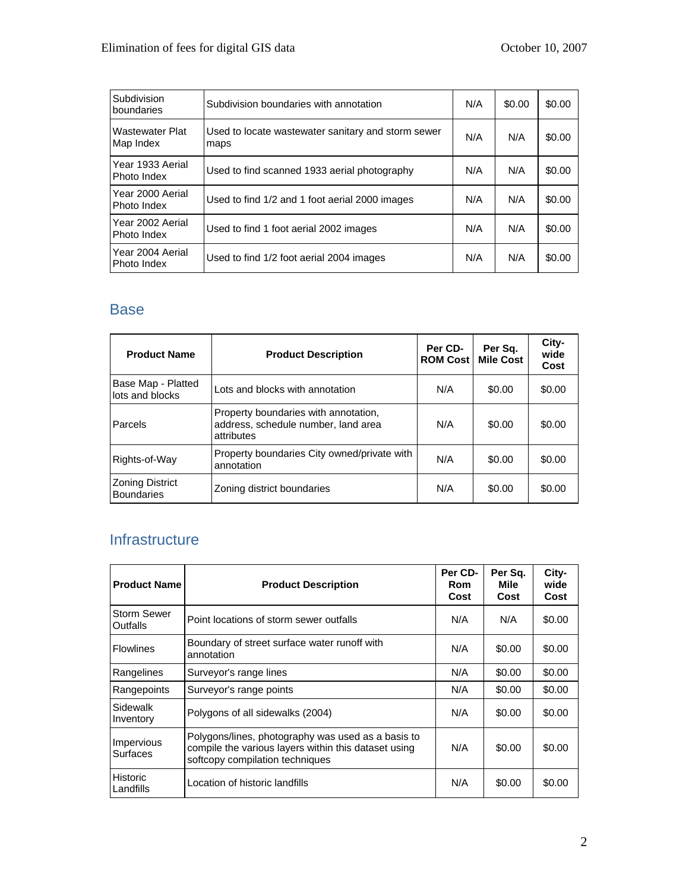| | | | | |
|---|---|---|---|---|
| Subdivision boundaries | Subdivision boundaries with annotation | N/A | $0.00 | $0.00 |
| Wastewater Plat Map Index | Used to locate wastewater sanitary and storm sewer maps | N/A | N/A | $0.00 |
| Year 1933 Aerial Photo Index | Used to find scanned 1933 aerial photography | N/A | N/A | $0.00 |
| Year 2000 Aerial Photo Index | Used to find 1/2 and 1 foot aerial 2000 images | N/A | N/A | $0.00 |
| Year 2002 Aerial Photo Index | Used to find 1 foot aerial 2002 images | N/A | N/A | $0.00 |
| Year 2004 Aerial Photo Index | Used to find 1/2 foot aerial 2004 images | N/A | N/A | $0.00 |

## Base

| Product Name | Product Description | Per CD-ROM Cost | Per Sq. Mile Cost | City-wide Cost |
|---|---|---|---|---|
| Base Map - Platted lots and blocks | Lots and blocks with annotation | N/A | $0.00 | $0.00 |
| Parcels | Property boundaries with annotation, address, schedule number, land area attributes | N/A | $0.00 | $0.00 |
| Rights-of-Way | Property boundaries City owned/private with annotation | N/A | $0.00 | $0.00 |
| Zoning District Boundaries | Zoning district boundaries | N/A | $0.00 | $0.00 |

## Infrastructure

| Product Name | Product Description | Per CD-Rom Cost | Per Sq. Mile Cost | City-wide Cost |
|---|---|---|---|---|
| Storm Sewer Outfalls | Point locations of storm sewer outfalls | N/A | N/A | $0.00 |
| Flowlines | Boundary of street surface water runoff with annotation | N/A | $0.00 | $0.00 |
| Rangelines | Surveyor's range lines | N/A | $0.00 | $0.00 |
| Rangepoints | Surveyor's range points | N/A | $0.00 | $0.00 |
| Sidewalk Inventory | Polygons of all sidewalks (2004) | N/A | $0.00 | $0.00 |
| Impervious Surfaces | Polygons/lines, photography was used as a basis to compile the various layers within this dataset using softcopy compilation techniques | N/A | $0.00 | $0.00 |
| Historic Landfills | Location of historic landfills | N/A | $0.00 | $0.00 |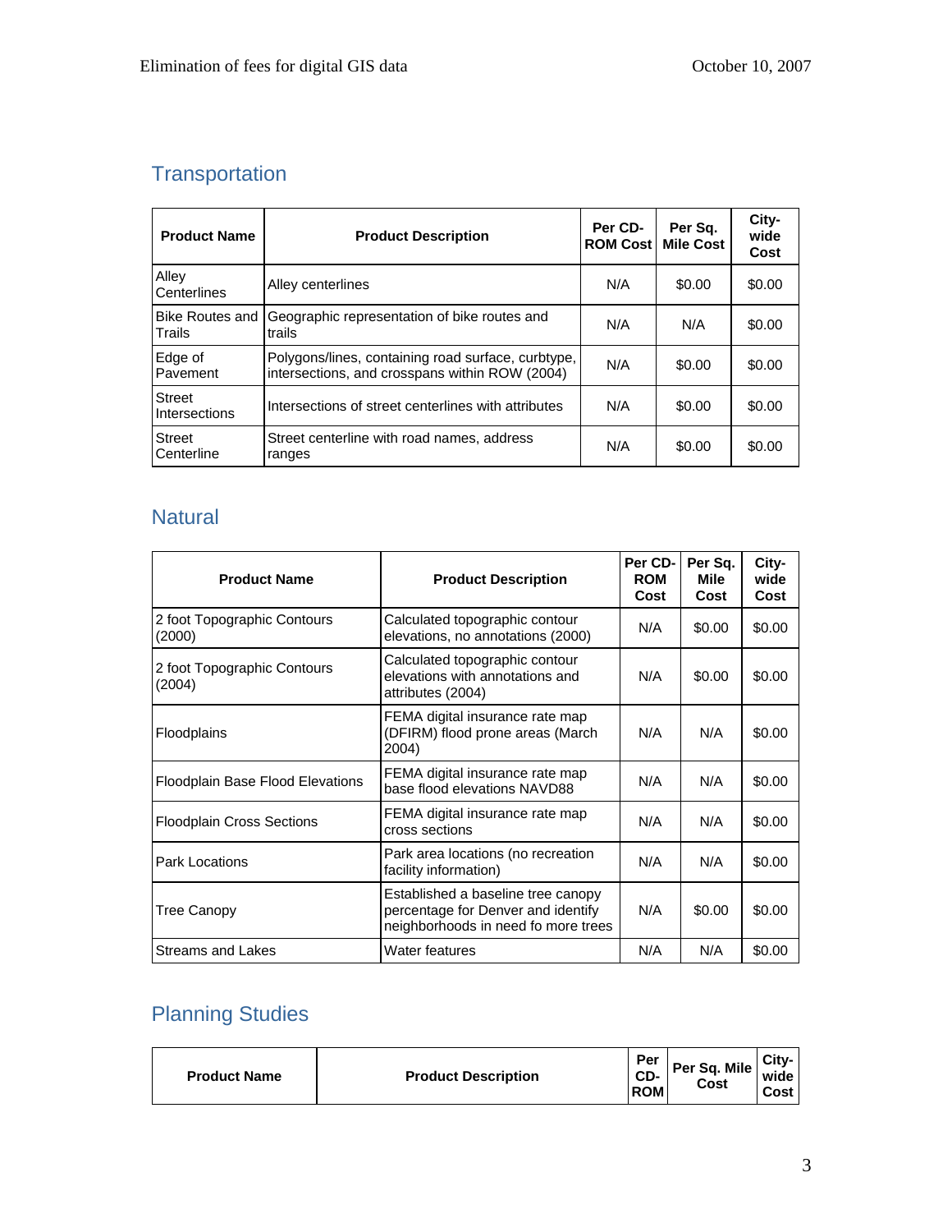## Transportation

| Product Name | Product Description | Per CD-ROM Cost | Per Sq. Mile Cost | City-wide Cost |
|---|---|---|---|---|
| Alley Centerlines | Alley centerlines | N/A | $0.00 | $0.00 |
| Bike Routes and Trails | Geographic representation of bike routes and trails | N/A | N/A | $0.00 |
| Edge of Pavement | Polygons/lines, containing road surface, curbtype, intersections, and crosspans within ROW (2004) | N/A | $0.00 | $0.00 |
| Street Intersections | Intersections of street centerlines with attributes | N/A | $0.00 | $0.00 |
| Street Centerline | Street centerline with road names, address ranges | N/A | $0.00 | $0.00 |

## Natural

| Product Name | Product Description | Per CD-ROM Cost | Per Sq. Mile Cost | City-wide Cost |
|---|---|---|---|---|
| 2 foot Topographic Contours (2000) | Calculated topographic contour elevations, no annotations (2000) | N/A | $0.00 | $0.00 |
| 2 foot Topographic Contours (2004) | Calculated topographic contour elevations with annotations and attributes (2004) | N/A | $0.00 | $0.00 |
| Floodplains | FEMA digital insurance rate map (DFIRM) flood prone areas (March 2004) | N/A | N/A | $0.00 |
| Floodplain Base Flood Elevations | FEMA digital insurance rate map base flood elevations NAVD88 | N/A | N/A | $0.00 |
| Floodplain Cross Sections | FEMA digital insurance rate map cross sections | N/A | N/A | $0.00 |
| Park Locations | Park area locations (no recreation facility information) | N/A | N/A | $0.00 |
| Tree Canopy | Established a baseline tree canopy percentage for Denver and identify neighborhoods in need fo more trees | N/A | $0.00 | $0.00 |
| Streams and Lakes | Water features | N/A | N/A | $0.00 |

## Planning Studies

| Product Name | Product Description | Per CD-ROM | Per Sq. Mile Cost | City-wide Cost |
|---|---|---|---|---|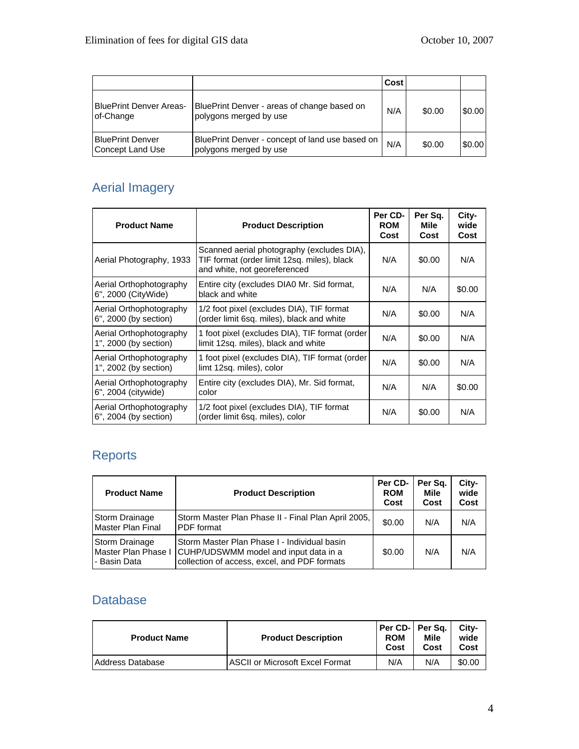| | | Cost | | |
|---|---|---|---|---|
| BluePrint Denver Areas-of-Change | BluePrint Denver - areas of change based on polygons merged by use | N/A | $0.00 | $0.00 |
| BluePrint Denver Concept Land Use | BluePrint Denver - concept of land use based on polygons merged by use | N/A | $0.00 | $0.00 |

## Aerial Imagery

| Product Name | Product Description | Per CD-ROM Cost | Per Sq. Mile Cost | City-wide Cost |
|---|---|---|---|---|
| Aerial Photography, 1933 | Scanned aerial photography (excludes DIA), TIF format (order limit 12sq. miles), black and white, not georeferenced | N/A | $0.00 | N/A |
| Aerial Orthophotography 6", 2000 (CityWide) | Entire city (excludes DIA0 Mr. Sid format, black and white | N/A | N/A | $0.00 |
| Aerial Orthophotography 6", 2000 (by section) | 1/2 foot pixel (excludes DIA), TIF format (order limit 6sq. miles), black and white | N/A | $0.00 | N/A |
| Aerial Orthophotography 1", 2000 (by section) | 1 foot pixel (excludes DIA), TIF format (order limit 12sq. miles), black and white | N/A | $0.00 | N/A |
| Aerial Orthophotography 1", 2002 (by section) | 1 foot pixel (excludes DIA), TIF format (order limt 12sq. miles), color | N/A | $0.00 | N/A |
| Aerial Orthophotography 6", 2004 (citywide) | Entire city (excludes DIA), Mr. Sid format, color | N/A | N/A | $0.00 |
| Aerial Orthophotography 6", 2004 (by section) | 1/2 foot pixel (excludes DIA), TIF format (order limit 6sq. miles), color | N/A | $0.00 | N/A |

## Reports

| Product Name | Product Description | Per CD-ROM Cost | Per Sq. Mile Cost | City-wide Cost |
|---|---|---|---|---|
| Storm Drainage Master Plan Final | Storm Master Plan Phase II - Final Plan April 2005, PDF format | $0.00 | N/A | N/A |
| Storm Drainage Master Plan Phase I - Basin Data | Storm Master Plan Phase I - Individual basin CUHP/UDSWMM model and input data in a collection of access, excel, and PDF formats | $0.00 | N/A | N/A |

## Database

| Product Name | Product Description | Per CD-ROM Cost | Per Sq. Mile Cost | City-wide Cost |
|---|---|---|---|---|
| Address Database | ASCII or Microsoft Excel Format | N/A | N/A | $0.00 |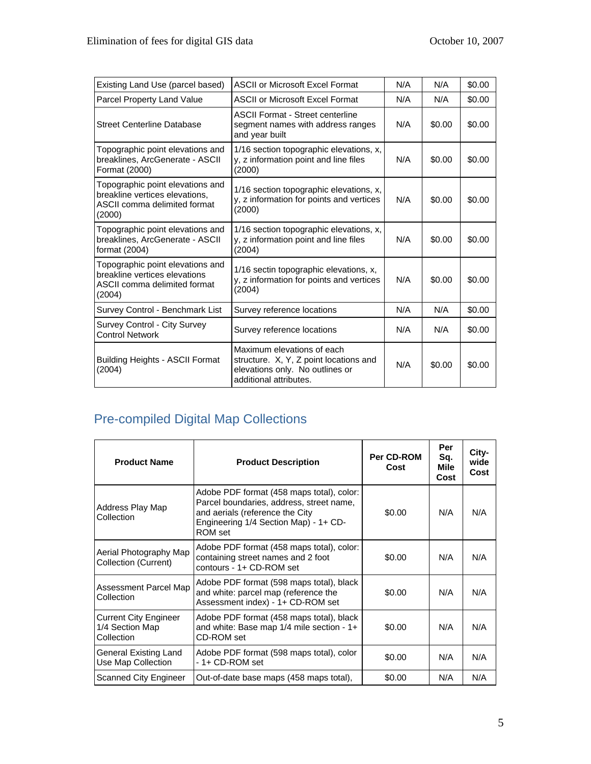| | | | | |
|---|---|---|---|---|
| Existing Land Use (parcel based) | ASCII or Microsoft Excel Format | N/A | N/A | $0.00 |
| Parcel Property Land Value | ASCII or Microsoft Excel Format | N/A | N/A | $0.00 |
| Street Centerline Database | ASCII Format - Street centerline segment names with address ranges and year built | N/A | $0.00 | $0.00 |
| Topographic point elevations and breaklines, ArcGenerate - ASCII Format (2000) | 1/16 section topographic elevations, x, y, z information point and line files (2000) | N/A | $0.00 | $0.00 |
| Topographic point elevations and breakline vertices elevations, ASCII comma delimited format (2000) | 1/16 section topographic elevations, x, y, z information for points and vertices (2000) | N/A | $0.00 | $0.00 |
| Topographic point elevations and breaklines, ArcGenerate - ASCII format (2004) | 1/16 section topographic elevations, x, y, z information point and line files (2004) | N/A | $0.00 | $0.00 |
| Topographic point elevations and breakline vertices elevations ASCII comma delimited format (2004) | 1/16 sectin topographic elevations, x, y, z information for points and vertices (2004) | N/A | $0.00 | $0.00 |
| Survey Control - Benchmark List | Survey reference locations | N/A | N/A | $0.00 |
| Survey Control - City Survey Control Network | Survey reference locations | N/A | N/A | $0.00 |
| Building Heights - ASCII Format (2004) | Maximum elevations of each structure. X, Y, Z point locations and elevations only. No outlines or additional attributes. | N/A | $0.00 | $0.00 |

## Pre-compiled Digital Map Collections

| Product Name | Product Description | Per CD-ROM Cost | Per Sq. Mile Cost | City-wide Cost |
|---|---|---|---|---|
| Address Play Map Collection | Adobe PDF format (458 maps total), color: Parcel boundaries, address, street name, and aerials (reference the City Engineering 1/4 Section Map) - 1+ CD-ROM set | $0.00 | N/A | N/A |
| Aerial Photography Map Collection (Current) | Adobe PDF format (458 maps total), color: containing street names and 2 foot contours - 1+ CD-ROM set | $0.00 | N/A | N/A |
| Assessment Parcel Map Collection | Adobe PDF format (598 maps total), black and white: parcel map (reference the Assessment index) - 1+ CD-ROM set | $0.00 | N/A | N/A |
| Current City Engineer 1/4 Section Map Collection | Adobe PDF format (458 maps total), black and white: Base map 1/4 mile section - 1+ CD-ROM set | $0.00 | N/A | N/A |
| General Existing Land Use Map Collection | Adobe PDF format (598 maps total), color - 1+ CD-ROM set | $0.00 | N/A | N/A |
| Scanned City Engineer | Out-of-date base maps (458 maps total), | $0.00 | N/A | N/A |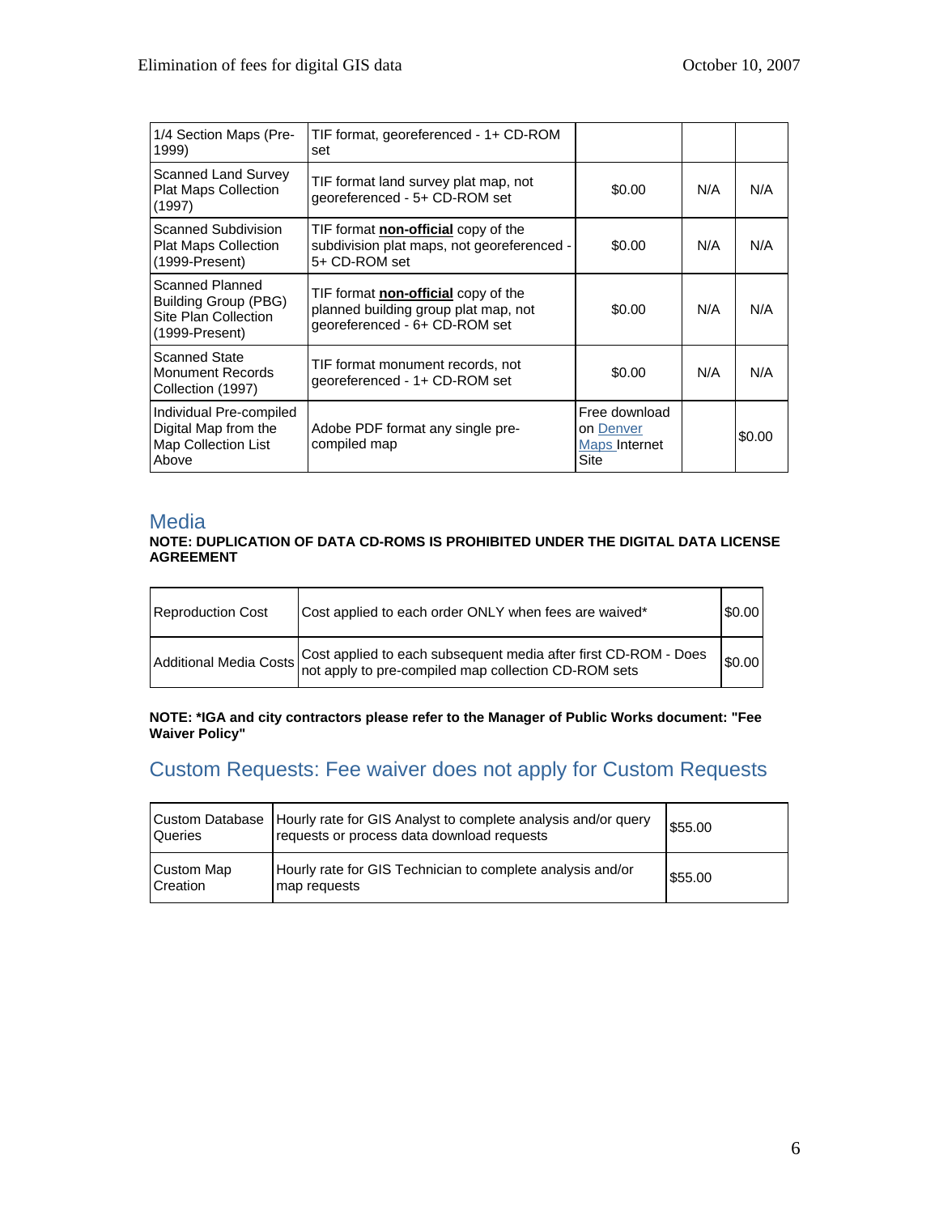| | | | | |
|---|---|---|---|---|
| 1/4 Section Maps (Pre-1999) | TIF format, georeferenced - 1+ CD-ROM set | | | |
| Scanned Land Survey Plat Maps Collection (1997) | TIF format land survey plat map, not georeferenced - 5+ CD-ROM set | $0.00 | N/A | N/A |
| Scanned Subdivision Plat Maps Collection (1999-Present) | TIF format **non-official** copy of the subdivision plat maps, not georeferenced - 5+ CD-ROM set | $0.00 | N/A | N/A |
| Scanned Planned Building Group (PBG) Site Plan Collection (1999-Present) | TIF format **non-official** copy of the planned building group plat map, not georeferenced - 6+ CD-ROM set | $0.00 | N/A | N/A |
| Scanned State Monument Records Collection (1997) | TIF format monument records, not georeferenced - 1+ CD-ROM set | $0.00 | N/A | N/A |
| Individual Pre-compiled Digital Map from the Map Collection List Above | Adobe PDF format any single pre-compiled map | Free download on Denver Maps Internet Site | | $0.00 |

## Media

**NOTE: DUPLICATION OF DATA CD-ROMS IS PROHIBITED UNDER THE DIGITAL DATA LICENSE AGREEMENT**

| | | |
|---|---|---|
| Reproduction Cost | Cost applied to each order ONLY when fees are waived* | $0.00 |
| Additional Media Costs | Cost applied to each subsequent media after first CD-ROM - Does not apply to pre-compiled map collection CD-ROM sets | $0.00 |

**NOTE: *IGA and city contractors please refer to the Manager of Public Works document: "Fee Waiver Policy"**

## Custom Requests: Fee waiver does not apply for Custom Requests

| | | |
|---|---|---|
| Custom Database Queries | Hourly rate for GIS Analyst to complete analysis and/or query requests or process data download requests | $55.00 |
| Custom Map Creation | Hourly rate for GIS Technician to complete analysis and/or map requests | $55.00 |